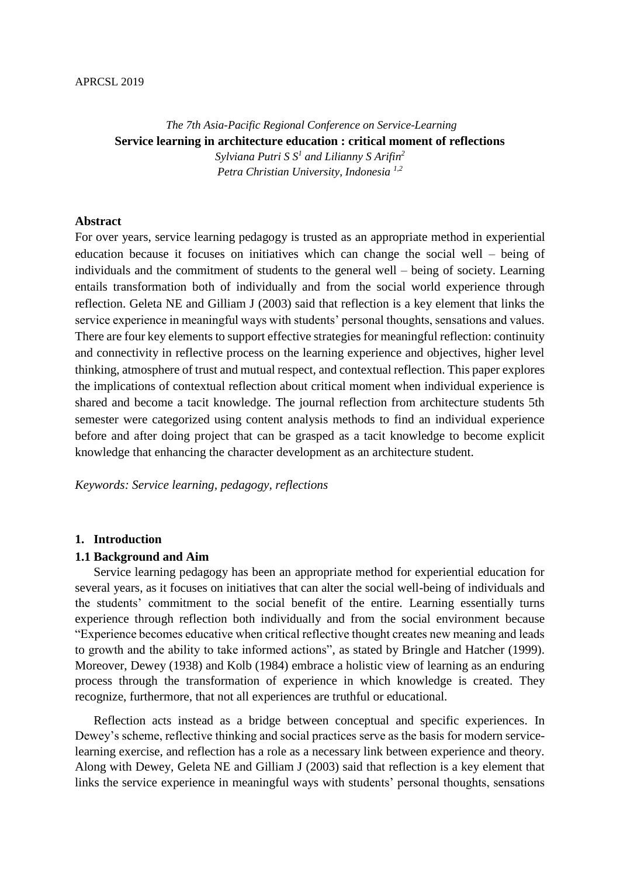APRCSL 2019

*The 7th Asia-Pacific Regional Conference on Service-Learning*

**Service learning in architecture education : critical moment of reflections**

*Sylviana Putri S S[1] and Lilianny S Arifin[2]*

*Petra Christian University, Indonesia [1,2]*

## Abstract

For over years, service learning pedagogy is trusted as an appropriate method in experiential education because it focuses on initiatives which can change the social well – being of individuals and the commitment of students to the general well – being of society. Learning entails transformation both of individually and from the social world experience through reflection. Geleta NE and Gilliam J (2003) said that reflection is a key element that links the service experience in meaningful ways with students' personal thoughts, sensations and values. There are four key elements to support effective strategies for meaningful reflection: continuity and connectivity in reflective process on the learning experience and objectives, higher level thinking, atmosphere of trust and mutual respect, and contextual reflection. This paper explores the implications of contextual reflection about critical moment when individual experience is shared and become a tacit knowledge. The journal reflection from architecture students 5th semester were categorized using content analysis methods to find an individual experience before and after doing project that can be grasped as a tacit knowledge to become explicit knowledge that enhancing the character development as an architecture student.

*Keywords: Service learning, pedagogy, reflections*

## 1. Introduction

### 1.1 Background and Aim

Service learning pedagogy has been an appropriate method for experiential education for several years, as it focuses on initiatives that can alter the social well-being of individuals and the students' commitment to the social benefit of the entire. Learning essentially turns experience through reflection both individually and from the social environment because "Experience becomes educative when critical reflective thought creates new meaning and leads to growth and the ability to take informed actions", as stated by Bringle and Hatcher (1999). Moreover, Dewey (1938) and Kolb (1984) embrace a holistic view of learning as an enduring process through the transformation of experience in which knowledge is created. They recognize, furthermore, that not all experiences are truthful or educational.

Reflection acts instead as a bridge between conceptual and specific experiences. In Dewey's scheme, reflective thinking and social practices serve as the basis for modern service-learning exercise, and reflection has a role as a necessary link between experience and theory. Along with Dewey, Geleta NE and Gilliam J (2003) said that reflection is a key element that links the service experience in meaningful ways with students' personal thoughts, sensations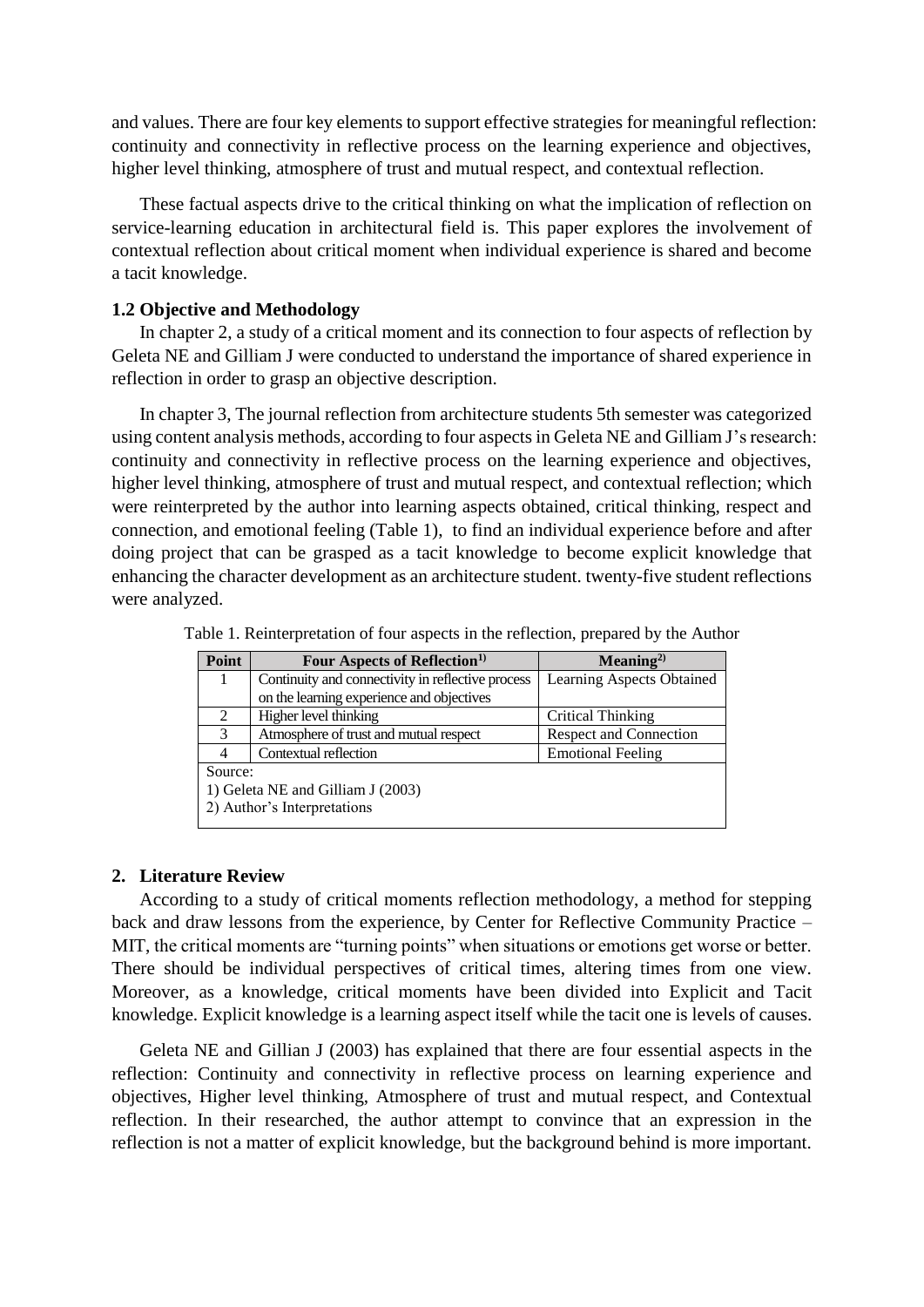and values. There are four key elements to support effective strategies for meaningful reflection: continuity and connectivity in reflective process on the learning experience and objectives, higher level thinking, atmosphere of trust and mutual respect, and contextual reflection.

These factual aspects drive to the critical thinking on what the implication of reflection on service-learning education in architectural field is. This paper explores the involvement of contextual reflection about critical moment when individual experience is shared and become a tacit knowledge.

### 1.2 Objective and Methodology

In chapter 2, a study of a critical moment and its connection to four aspects of reflection by Geleta NE and Gilliam J were conducted to understand the importance of shared experience in reflection in order to grasp an objective description.

In chapter 3, The journal reflection from architecture students 5th semester was categorized using content analysis methods, according to four aspects in Geleta NE and Gilliam J's research: continuity and connectivity in reflective process on the learning experience and objectives, higher level thinking, atmosphere of trust and mutual respect, and contextual reflection; which were reinterpreted by the author into learning aspects obtained, critical thinking, respect and connection, and emotional feeling (Table 1), to find an individual experience before and after doing project that can be grasped as a tacit knowledge to become explicit knowledge that enhancing the character development as an architecture student. twenty-five student reflections were analyzed.

Table 1. Reinterpretation of four aspects in the reflection, prepared by the Author

| Point | Four Aspects of Reflection[1)] | Meaning[2)] |
|---|---|---|
| 1 | Continuity and connectivity in reflective process on the learning experience and objectives | Learning Aspects Obtained |
| 2 | Higher level thinking | Critical Thinking |
| 3 | Atmosphere of trust and mutual respect | Respect and Connection |
| 4 | Contextual reflection | Emotional Feeling |
| Source:<br>1) Geleta NE and Gilliam J (2003)<br>2) Author's Interpretations | | |

## 2. Literature Review

According to a study of critical moments reflection methodology, a method for stepping back and draw lessons from the experience, by Center for Reflective Community Practice – MIT, the critical moments are "turning points" when situations or emotions get worse or better. There should be individual perspectives of critical times, altering times from one view. Moreover, as a knowledge, critical moments have been divided into Explicit and Tacit knowledge. Explicit knowledge is a learning aspect itself while the tacit one is levels of causes.

Geleta NE and Gillian J (2003) has explained that there are four essential aspects in the reflection: Continuity and connectivity in reflective process on learning experience and objectives, Higher level thinking, Atmosphere of trust and mutual respect, and Contextual reflection. In their researched, the author attempt to convince that an expression in the reflection is not a matter of explicit knowledge, but the background behind is more important.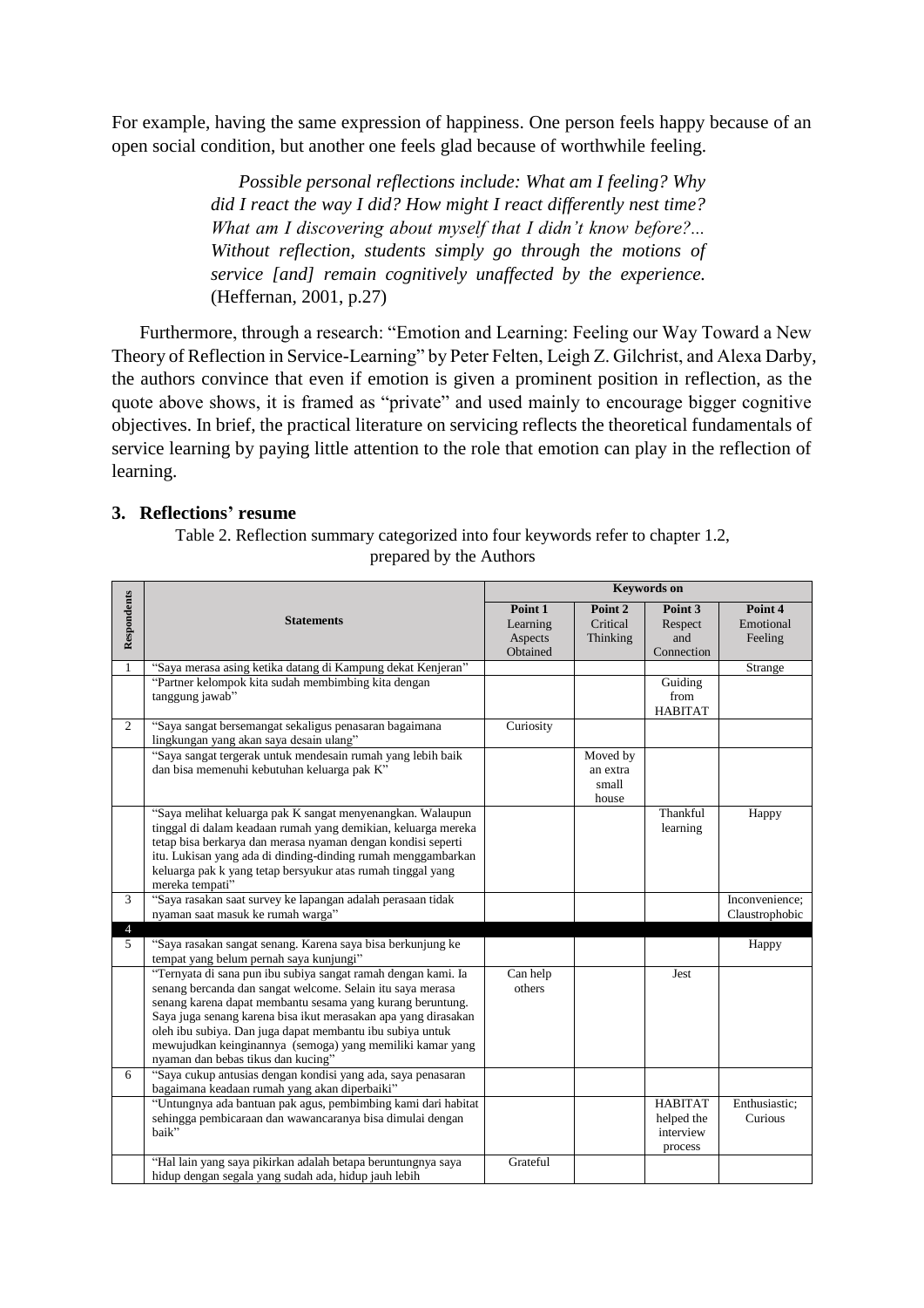For example, having the same expression of happiness. One person feels happy because of an open social condition, but another one feels glad because of worthwhile feeling.

> *Possible personal reflections include: What am I feeling? Why did I react the way I did? How might I react differently nest time? What am I discovering about myself that I didn't know before?... Without reflection, students simply go through the motions of service [and] remain cognitively unaffected by the experience.* (Heffernan, 2001, p.27)

Furthermore, through a research: "Emotion and Learning: Feeling our Way Toward a New Theory of Reflection in Service-Learning" by Peter Felten, Leigh Z. Gilchrist, and Alexa Darby, the authors convince that even if emotion is given a prominent position in reflection, as the quote above shows, it is framed as "private" and used mainly to encourage bigger cognitive objectives. In brief, the practical literature on servicing reflects the theoretical fundamentals of service learning by paying little attention to the role that emotion can play in the reflection of learning.

## 3. Reflections' resume

Table 2. Reflection summary categorized into four keywords refer to chapter 1.2, prepared by the Authors

| Respondents | Statements | Keywords on | | | |
|---|---|---|---|---|---|
| | | Point 1 Learning Aspects Obtained | Point 2 Critical Thinking | Point 3 Respect and Connection | Point 4 Emotional Feeling |
| 1 | "Saya merasa asing ketika datang di Kampung dekat Kenjeran" | | | | Strange |
| | "Partner kelompok kita sudah membimbing kita dengan tanggung jawab" | | | Guiding from HABITAT | |
| 2 | "Saya sangat bersemangat sekaligus penasaran bagaimana lingkungan yang akan saya desain ulang" | Curiosity | | | |
| | "Saya sangat tergerak untuk mendesain rumah yang lebih baik dan bisa memenuhi kebutuhan keluarga pak K" | | Moved by an extra small house | | |
| | "Saya melihat keluarga pak K sangat menyenangkan. Walaupun tinggal di dalam keadaan rumah yang demikian, keluarga mereka tetap bisa berkarya dan merasa nyaman dengan kondisi seperti itu. Lukisan yang ada di dinding-dinding rumah menggambarkan keluarga pak k yang tetap bersyukur atas rumah tinggal yang mereka tempati" | | | Thankful learning | Happy |
| 3 | "Saya rasakan saat survey ke lapangan adalah perasaan tidak nyaman saat masuk ke rumah warga" | | | | Inconvenience; Claustrophobic |
| 4 | | | | | |
| 5 | "Saya rasakan sangat senang. Karena saya bisa berkunjung ke tempat yang belum pernah saya kunjungi" | | | | Happy |
| | "Ternyata di sana pun ibu subiya sangat ramah dengan kami. Ia senang bercanda dan sangat welcome. Selain itu saya merasa senang karena dapat membantu sesama yang kurang beruntung. Saya juga senang karena bisa ikut merasakan apa yang dirasakan oleh ibu subiya. Dan juga dapat membantu ibu subiya untuk mewujudkan keinginannya (semoga) yang memiliki kamar yang nyaman dan bebas tikus dan kucing" | Can help others | | Jest | |
| 6 | "Saya cukup antusias dengan kondisi yang ada, saya penasaran bagaimana keadaan rumah yang akan diperbaiki" | | | | |
| | "Untungnya ada bantuan pak agus, pembimbing kami dari habitat sehingga pembicaraan dan wawancaranya bisa dimulai dengan baik" | | | HABITAT helped the interview process | Enthusiastic; Curious |
| | "Hal lain yang saya pikirkan adalah betapa beruntungnya saya hidup dengan segala yang sudah ada, hidup jauh lebih | Grateful | | | |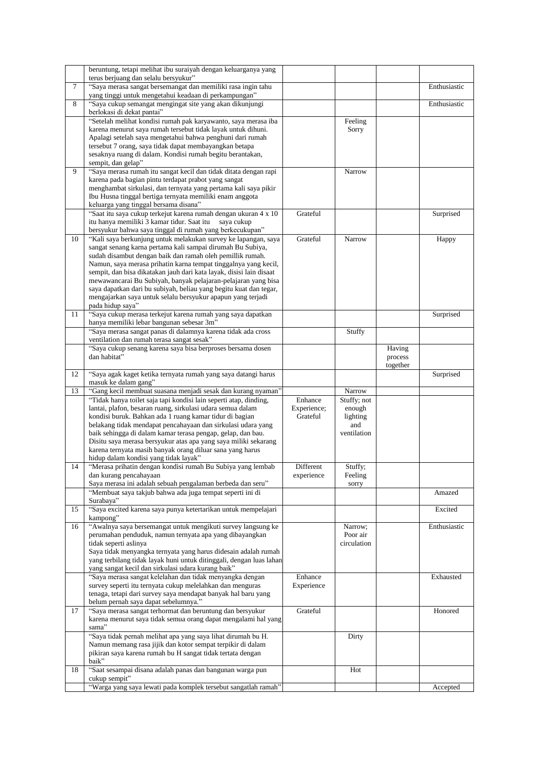| | | | | | |
|---|---|---|---|---|---|
| | beruntung, tetapi melihat ibu suraiyah dengan keluarganya yang terus berjuang dan selalu bersyukur" | | | | |
| 7 | "Saya merasa sangat bersemangat dan memiliki rasa ingin tahu yang tinggi untuk mengetahui keadaan di perkampungan" | | | | Enthusiastic |
| 8 | "Saya cukup semangat mengingat site yang akan dikunjungi berlokasi di dekat pantai" | | | | Enthusiastic |
| | "Setelah melihat kondisi rumah pak karyawanto, saya merasa iba karena menurut saya rumah tersebut tidak layak untuk dihuni. Apalagi setelah saya mengetahui bahwa penghuni dari rumah tersebut 7 orang, saya tidak dapat membayangkan betapa sesaknya ruang di dalam. Kondisi rumah begitu berantakan, sempit, dan gelap" | | Feeling Sorry | | |
| 9 | "Saya merasa rumah itu sangat kecil dan tidak ditata dengan rapi karena pada bagian pintu terdapat prabot yang sangat menghambat sirkulasi, dan ternyata yang pertama kali saya pikir Ibu Husna tinggal bertiga ternyata memiliki enam anggota keluarga yang tinggal bersama disana" | | Narrow | | |
| | "Saat itu saya cukup terkejut karena rumah dengan ukuran 4 x 10 itu hanya memiliki 3 kamar tidur. Saat itu saya cukup bersyukur bahwa saya tinggal di rumah yang berkecukupan" | Grateful | | | Surprised |
| 10 | "Kali saya berkunjung untuk melakukan survey ke lapangan, saya sangat senang karna pertama kali sampai dirumah Bu Subiya, sudah disambut dengan baik dan ramah oleh pemillik rumah. Namun, saya merasa prihatin karna tempat tinggalnya yang kecil, sempit, dan bisa dikatakan jauh dari kata layak, disisi lain disaat mewawancarai Bu Subiyah, banyak pelajaran-pelajaran yang bisa saya dapatkan dari bu subiyah, beliau yang begitu kuat dan tegar, mengajarkan saya untuk selalu bersyukur apapun yang terjadi pada hidup saya" | Grateful | Narrow | | Happy |
| 11 | "Saya cukup merasa terkejut karena rumah yang saya dapatkan hanya memiliki lebar bangunan sebesar 3m" | | | | Surprised |
| | "Saya merasa sangat panas di dalamnya karena tidak ada cross ventilation dan rumah terasa sangat sesak" | | Stuffy | | |
| | "Saya cukup senang karena saya bisa berproses bersama dosen dan habitat" | | | Having process together | |
| 12 | "Saya agak kaget ketika ternyata rumah yang saya datangi harus masuk ke dalam gang" | | | | Surprised |
| 13 | "Gang kecil membuat suasana menjadi sesak dan kurang nyaman" | | Narrow | | |
| | "Tidak hanya toilet saja tapi kondisi lain seperti atap, dinding, lantai, plafon, besaran ruang, sirkulasi udara semua dalam kondisi buruk. Bahkan ada 1 ruang kamar tidur di bagian belakang tidak mendapat pencahayaan dan sirkulasi udara yang baik sehingga di dalam kamar terasa pengap, gelap, dan bau. Disitu saya merasa bersyukur atas apa yang saya miliki sekarang karena ternyata masih banyak orang diluar sana yang harus hidup dalam kondisi yang tidak layak" | Enhance Experience; Grateful | Stuffy; not enough lighting and ventilation | | |
| 14 | "Merasa prihatin dengan kondisi rumah Bu Subiya yang lembab dan kurang pencahayaan<br>Saya merasa ini adalah sebuah pengalaman berbeda dan seru" | Different experience | Stuffy; Feeling sorry | | |
| | "Membuat saya takjub bahwa ada juga tempat seperti ini di Surabaya" | | | | Amazed |
| 15 | "Saya excited karena saya punya ketertarikan untuk mempelajari kampong" | | | | Excited |
| 16 | "Awalnya saya bersemangat untuk mengikuti survey langsung ke perumahan penduduk, namun ternyata apa yang dibayangkan tidak seperti aslinya<br>Saya tidak menyangka ternyata yang harus didesain adalah rumah yang terbilang tidak layak huni untuk ditinggali, dengan luas lahan yang sangat kecil dan sirkulasi udara kurang baik" | | Narrow; Poor air circulation | | Enthusiastic |
| | "Saya merasa sangat kelelahan dan tidak menyangka dengan survey seperti itu ternyata cukup melelahkan dan menguras tenaga, tetapi dari survey saya mendapat banyak hal baru yang belum pernah saya dapat sebelumnya." | Enhance Experience | | | Exhausted |
| 17 | "Saya merasa sangat terhormat dan beruntung dan bersyukur karena menurut saya tidak semua orang dapat mengalami hal yang sama" | Grateful | | | Honored |
| | "Saya tidak pernah melihat apa yang saya lihat dirumah bu H. Namun memang rasa jijik dan kotor sempat terpikir di dalam pikiran saya karena rumah bu H sangat tidak tertata dengan baik" | | Dirty | | |
| 18 | "Saat sesampai disana adalah panas dan bangunan warga pun cukup sempit" | | Hot | | |
| | "Warga yang saya lewati pada komplek tersebut sangatlah ramah" | | | | Accepted |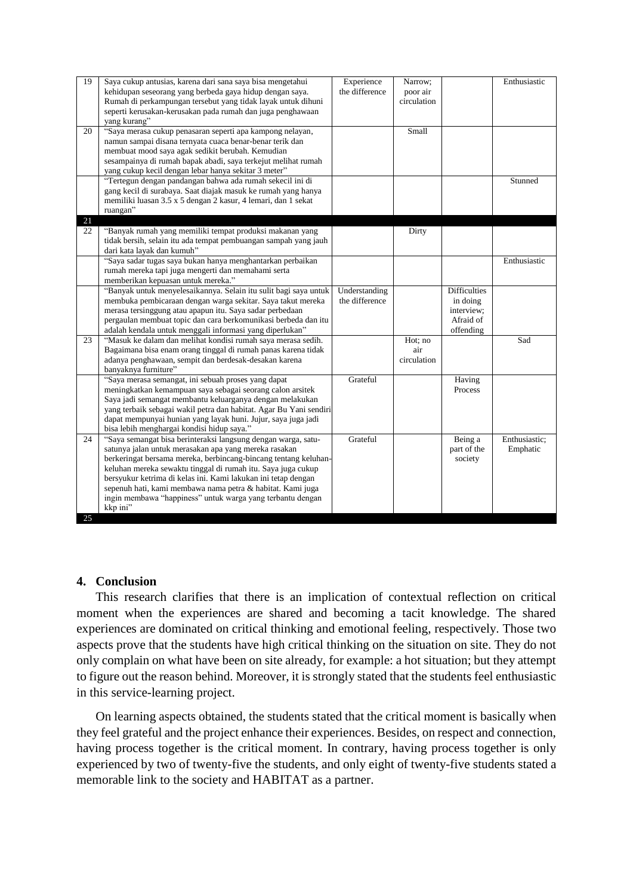| 19 | Saya cukup antusias, karena dari sana saya bisa mengetahui kehidupan seseorang yang berbeda gaya hidup dengan saya. Rumah di perkampungan tersebut yang tidak layak untuk dihuni seperti kerusakan-kerusakan pada rumah dan juga penghawaan yang kurang" | Experience the difference | Narrow; poor air circulation | | Enthusiastic |
|---|---|---|---|---|---|
| 20 | "Saya merasa cukup penasaran seperti apa kampong nelayan, namun sampai disana ternyata cuaca benar-benar terik dan membuat mood saya agak sedikit berubah. Kemudian sesampainya di rumah bapak abadi, saya terkejut melihat rumah yang cukup kecil dengan lebar hanya sekitar 3 meter" | | Small | | |
| | "Tertegun dengan pandangan bahwa ada rumah sekecil ini di gang kecil di surabaya. Saat diajak masuk ke rumah yang hanya memiliki luasan 3.5 x 5 dengan 2 kasur, 4 lemari, dan 1 sekat ruangan" | | | | Stunned |
| 21 | | | | | |
| 22 | "Banyak rumah yang memiliki tempat produksi makanan yang tidak bersih, selain itu ada tempat pembuangan sampah yang jauh dari kata layak dan kumuh" | | Dirty | | |
| | "Saya sadar tugas saya bukan hanya menghantarkan perbaikan rumah mereka tapi juga mengerti dan memahami serta memberikan kepuasan untuk mereka." | | | | Enthusiastic |
| | "Banyak untuk menyelesaikannya. Selain itu sulit bagi saya untuk membuka pembicaraan dengan warga sekitar. Saya takut mereka merasa tersinggung atau apapun itu. Saya sadar perbedaan pergaulan membuat topic dan cara berkomunikasi berbeda dan itu adalah kendala untuk menggali informasi yang diperlukan" | Understanding the difference | | Difficulties in doing interview; Afraid of offending | |
| 23 | "Masuk ke dalam dan melihat kondisi rumah saya merasa sedih. Bagaimana bisa enam orang tinggal di rumah panas karena tidak adanya penghawaan, sempit dan berdesak-desakan karena banyaknya furniture" | | Hot; no air circulation | | Sad |
| | "Saya merasa semangat, ini sebuah proses yang dapat meningkatkan kemampuan saya sebagai seorang calon arsitek Saya jadi semangat membantu keluarganya dengan melakukan yang terbaik sebagai wakil petra dan habitat. Agar Bu Yani sendiri dapat mempunyai hunian yang layak huni. Jujur, saya juga jadi bisa lebih menghargai kondisi hidup saya." | Grateful | | Having Process | |
| 24 | "Saya semangat bisa berinteraksi langsung dengan warga, satu-satunya jalan untuk merasakan apa yang mereka rasakan berkeringat bersama mereka, berbincang-bincang tentang keluhan-keluhan mereka sewaktu tinggal di rumah itu. Saya juga cukup bersyukur ketrima di kelas ini. Kami lakukan ini tetap dengan sepenuh hati, kami membawa nama petra & habitat. Kami juga ingin membawa "happiness" untuk warga yang terbantu dengan kkp ini" | Grateful | | Being a part of the society | Enthusiastic; Emphatic |
| 25 | | | | | |

## 4. Conclusion

This research clarifies that there is an implication of contextual reflection on critical moment when the experiences are shared and becoming a tacit knowledge. The shared experiences are dominated on critical thinking and emotional feeling, respectively. Those two aspects prove that the students have high critical thinking on the situation on site. They do not only complain on what have been on site already, for example: a hot situation; but they attempt to figure out the reason behind. Moreover, it is strongly stated that the students feel enthusiastic in this service-learning project.

On learning aspects obtained, the students stated that the critical moment is basically when they feel grateful and the project enhance their experiences. Besides, on respect and connection, having process together is the critical moment. In contrary, having process together is only experienced by two of twenty-five the students, and only eight of twenty-five students stated a memorable link to the society and HABITAT as a partner.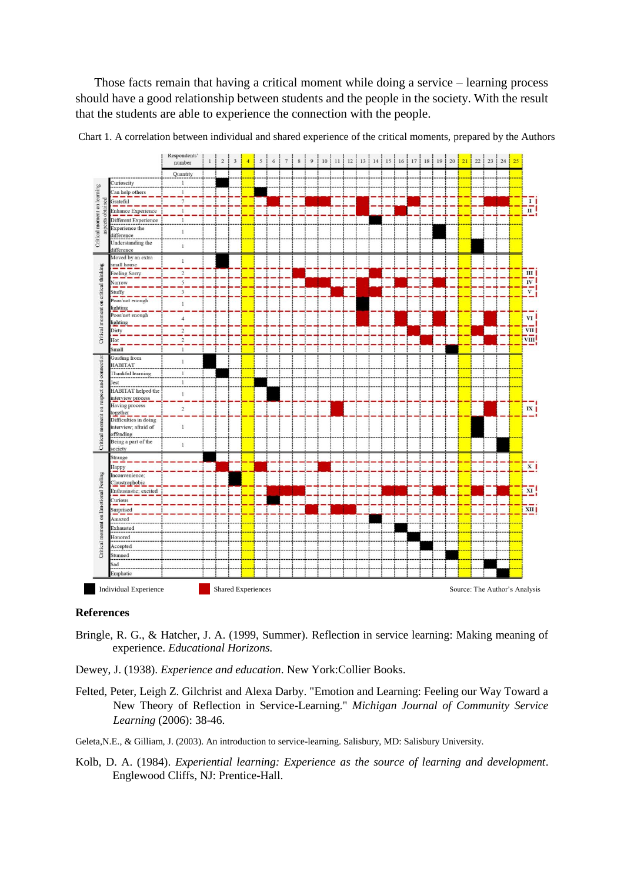Those facts remain that having a critical moment while doing a service – learning process should have a good relationship between students and the people in the society. With the result that the students are able to experience the connection with the people.

Chart 1. A correlation between individual and shared experience of the critical moments, prepared by the Authors

Respondents' number
1 2 3 4 5 6 7 8 9 10 11 12 13 14 15 16 17 18 19 20 21 22 23 24 25

Quantity

Critical moment on learning aspects obtained
Curioscity 1
Can help others 1
Grateful 7 I
Enhance Experience 1 II
Different Experience 1
Experience the difference 1
Understanding the difference 1

Critical moment on critical thinking
Moved by an extra small house 1
Feeling Sorry 2 III
Narrow 5 IV
Stuffy 3 V
Poor/not enough lighting 1
Poor/not enough lighting 4 VI
Dirty 2 VII
Hot 2 VIII
Small 1

Critical moment on respect and connection
Guiding from HABITAT 1
Thankful learning 1
Jest 1
HABITAT helped the interview process 1
Having process together 2 IX
Difficulties in doing interview; afraid of offending 1
Being a part of the society 1

Critical moment on Emotional Feeling
Strange
Happy X
Inconvenience; Claustrophobic
Enthusiastic; excited XI
Curious
Surprised XII
Amazed
Exhausted
Honored
Accepted
Stunned
Sad
Emphatic

Individual Experience
Shared Experiences
Source: The Author's Analysis

## References

Bringle, R. G., & Hatcher, J. A. (1999, Summer). Reflection in service learning: Making meaning of experience. *Educational Horizons.*

Dewey, J. (1938). *Experience and education*. New York:Collier Books.

Felted, Peter, Leigh Z. Gilchrist and Alexa Darby. "Emotion and Learning: Feeling our Way Toward a New Theory of Reflection in Service-Learning." *Michigan Journal of Community Service Learning* (2006): 38-46.

Geleta,N.E., & Gilliam, J. (2003). An introduction to service-learning. Salisbury, MD: Salisbury University.

Kolb, D. A. (1984). *Experiential learning: Experience as the source of learning and development*. Englewood Cliffs, NJ: Prentice-Hall.